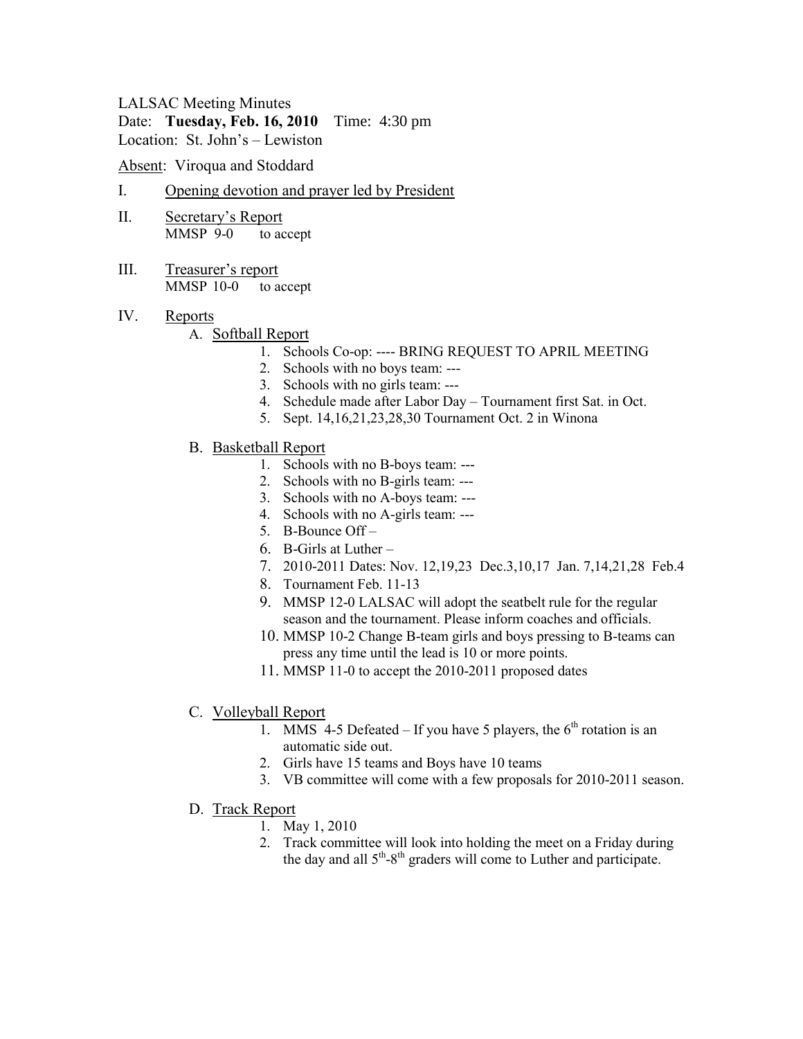LALSAC Meeting Minutes

Date: **Tuesday, Feb. 16, 2010** Time: 4:30 pm

Location: St. John's – Lewiston

Absent: Viroqua and Stoddard

I. Opening devotion and prayer led by President

II. Secretary's Report
MMSP 9-0 to accept

III. Treasurer's report
MMSP 10-0 to accept

IV. Reports

A. Softball Report

1. Schools Co-op: ---- BRING REQUEST TO APRIL MEETING
2. Schools with no boys team: ---
3. Schools with no girls team: ---
4. Schedule made after Labor Day – Tournament first Sat. in Oct.
5. Sept. 14,16,21,23,28,30 Tournament Oct. 2 in Winona

B. Basketball Report

1. Schools with no B-boys team: ---
2. Schools with no B-girls team: ---
3. Schools with no A-boys team: ---
4. Schools with no A-girls team: ---
5. B-Bounce Off –
6. B-Girls at Luther –
7. 2010-2011 Dates: Nov. 12,19,23 Dec.3,10,17 Jan. 7,14,21,28 Feb.4
8. Tournament Feb. 11-13
9. MMSP 12-0 LALSAC will adopt the seatbelt rule for the regular season and the tournament. Please inform coaches and officials.
10. MMSP 10-2 Change B-team girls and boys pressing to B-teams can press any time until the lead is 10 or more points.
11. MMSP 11-0 to accept the 2010-2011 proposed dates

C. Volleyball Report

1. MMS 4-5 Defeated – If you have 5 players, the 6th rotation is an automatic side out.
2. Girls have 15 teams and Boys have 10 teams
3. VB committee will come with a few proposals for 2010-2011 season.

D. Track Report

1. May 1, 2010
2. Track committee will look into holding the meet on a Friday during the day and all 5th-8th graders will come to Luther and participate.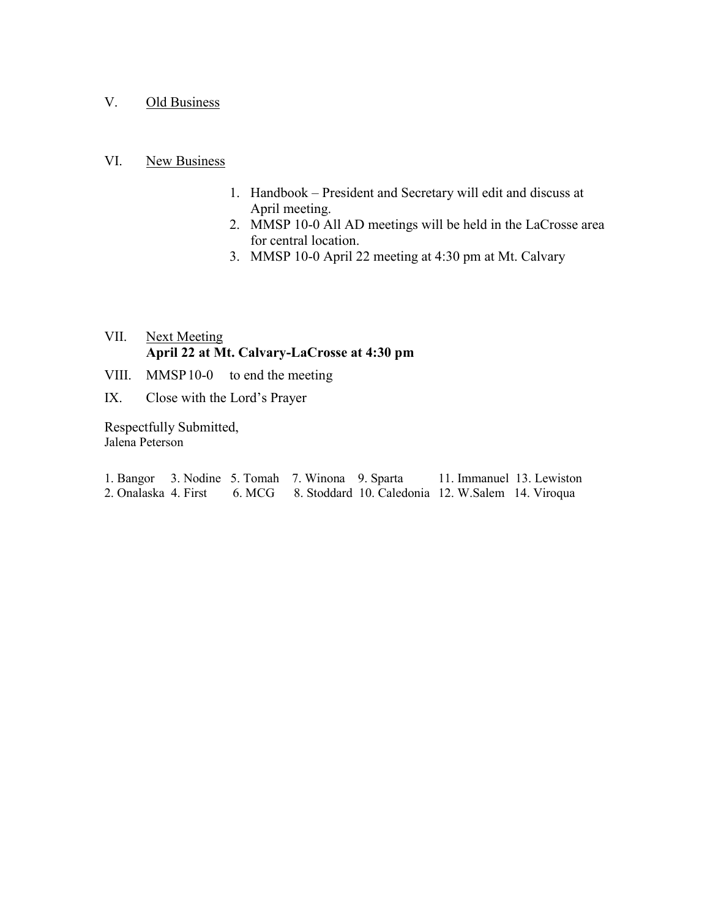V. Old Business

VI. New Business

1. Handbook – President and Secretary will edit and discuss at April meeting.
2. MMSP 10-0 All AD meetings will be held in the LaCrosse area for central location.
3. MMSP 10-0 April 22 meeting at 4:30 pm at Mt. Calvary

VII. Next Meeting
**April 22 at Mt. Calvary-LaCrosse at 4:30 pm**

VIII. MMSP 10-0 to end the meeting

IX. Close with the Lord's Prayer

Respectfully Submitted,
Jalena Peterson

| | | | | | | |
|---|---|---|---|---|---|---|
| 1. Bangor | 3. Nodine | 5. Tomah | 7. Winona | 9. Sparta | 11. Immanuel | 13. Lewiston |
| 2. Onalaska | 4. First | 6. MCG | 8. Stoddard | 10. Caledonia | 12. W.Salem | 14. Viroqua |